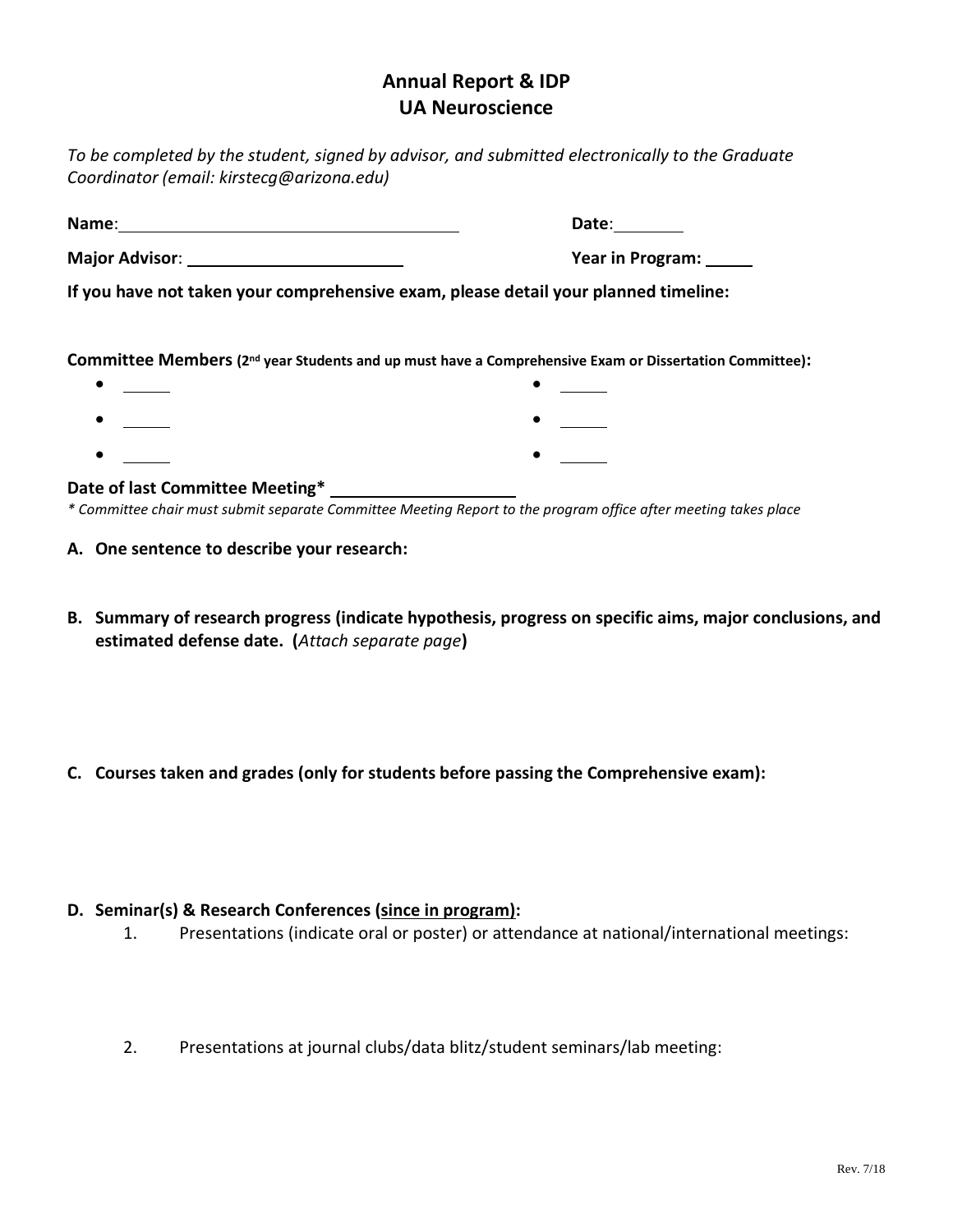# Annual Report & IDP
## UA Neuroscience

*To be completed by the student, signed by advisor, and submitted electronically to the Graduate Coordinator (email: kirstecg@arizona.edu)*

**Name**: ______________________________ **Date**: ________

**Major Advisor**: ______________________ **Year in Program:** _____

**If you have not taken your comprehensive exam, please detail your planned timeline:**

**Committee Members (2nd year Students and up must have a Comprehensive Exam or Dissertation Committee):**

- _____
- _____
- _____
- _____
- _____
- _____

**Date of last Committee Meeting*** ____________________

*\* Committee chair must submit separate Committee Meeting Report to the program office after meeting takes place*

**A. One sentence to describe your research:**

**B. Summary of research progress (indicate hypothesis, progress on specific aims, major conclusions, and estimated defense date. (*Attach separate page*)**

**C. Courses taken and grades (only for students before passing the Comprehensive exam):**

**D. Seminar(s) & Research Conferences (<u>since in program</u>):**

1. Presentations (indicate oral or poster) or attendance at national/international meetings:

2. Presentations at journal clubs/data blitz/student seminars/lab meeting: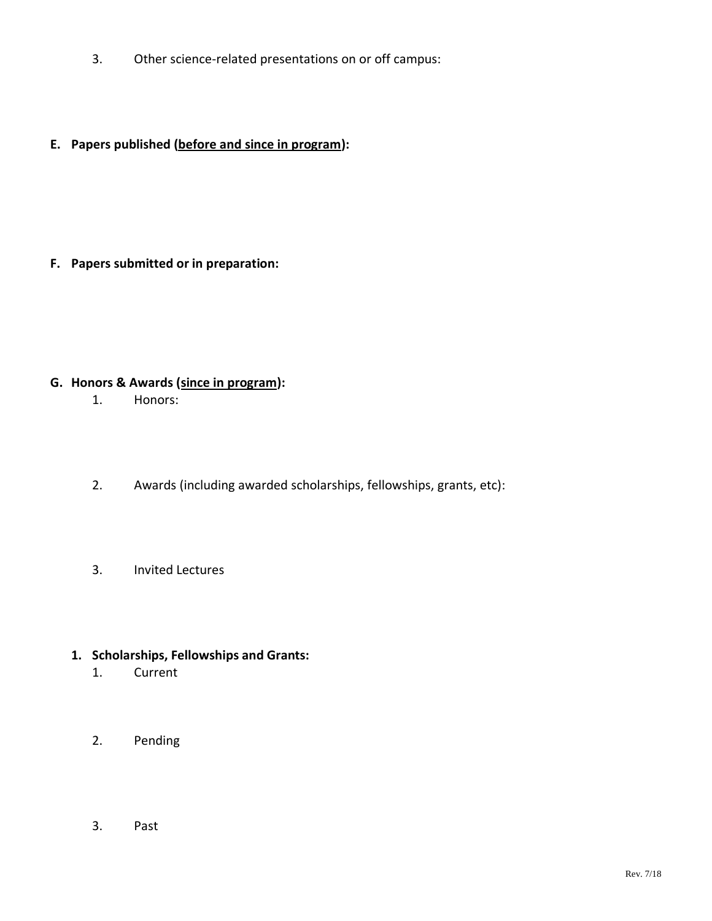3. Other science-related presentations on or off campus:

**E. Papers published (<u>before and since in program</u>):**

**F. Papers submitted or in preparation:**

**G. Honors & Awards (<u>since in program</u>):**

1. Honors:

2. Awards (including awarded scholarships, fellowships, grants, etc):

3. Invited Lectures

**1. Scholarships, Fellowships and Grants:**

1. Current

2. Pending

3. Past

Rev. 7/18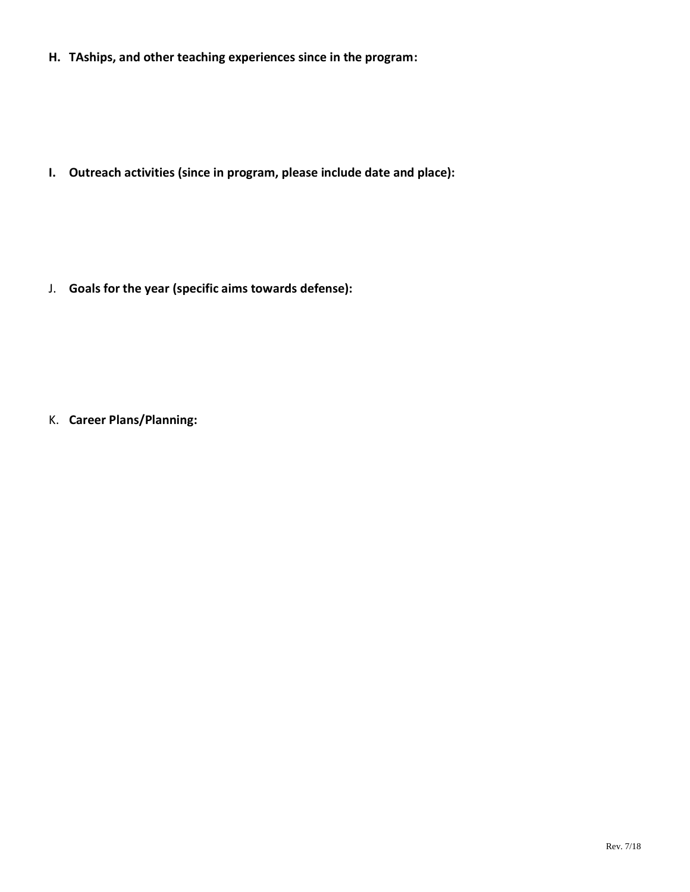**H. TAships, and other teaching experiences since in the program:**

**I. Outreach activities (since in program, please include date and place):**

J. **Goals for the year (specific aims towards defense):**

K. **Career Plans/Planning:**

Rev. 7/18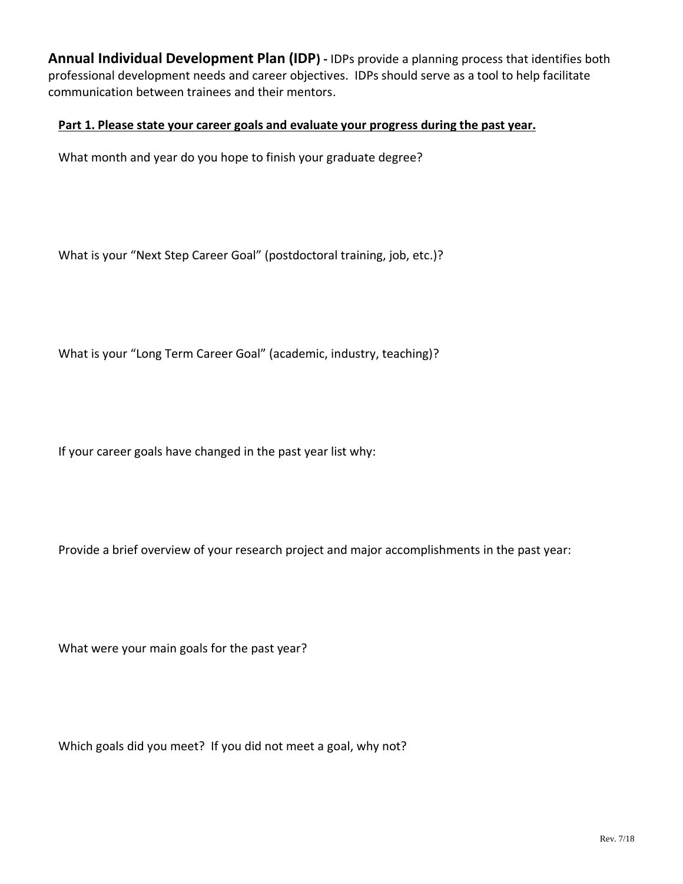**Annual Individual Development Plan (IDP) -** IDPs provide a planning process that identifies both professional development needs and career objectives. IDPs should serve as a tool to help facilitate communication between trainees and their mentors.

**Part 1. Please state your career goals and evaluate your progress during the past year.**

What month and year do you hope to finish your graduate degree?

What is your "Next Step Career Goal" (postdoctoral training, job, etc.)?

What is your "Long Term Career Goal" (academic, industry, teaching)?

If your career goals have changed in the past year list why:

Provide a brief overview of your research project and major accomplishments in the past year:

What were your main goals for the past year?

Which goals did you meet? If you did not meet a goal, why not?

Rev. 7/18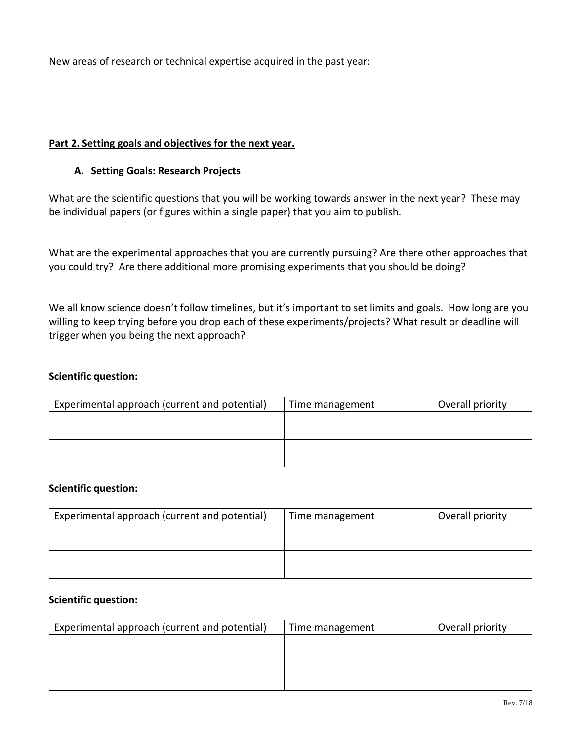New areas of research or technical expertise acquired in the past year:

**Part 2. Setting goals and objectives for the next year.**

### A. Setting Goals: Research Projects

What are the scientific questions that you will be working towards answer in the next year? These may be individual papers (or figures within a single paper) that you aim to publish.

What are the experimental approaches that you are currently pursuing? Are there other approaches that you could try? Are there additional more promising experiments that you should be doing?

We all know science doesn't follow timelines, but it's important to set limits and goals. How long are you willing to keep trying before you drop each of these experiments/projects? What result or deadline will trigger when you being the next approach?

**Scientific question:**

| Experimental approach (current and potential) | Time management | Overall priority |
| --- | --- | --- |
| | | |
| | | |

**Scientific question:**

| Experimental approach (current and potential) | Time management | Overall priority |
| --- | --- | --- |
| | | |
| | | |

**Scientific question:**

| Experimental approach (current and potential) | Time management | Overall priority |
| --- | --- | --- |
| | | |
| | | |

Rev. 7/18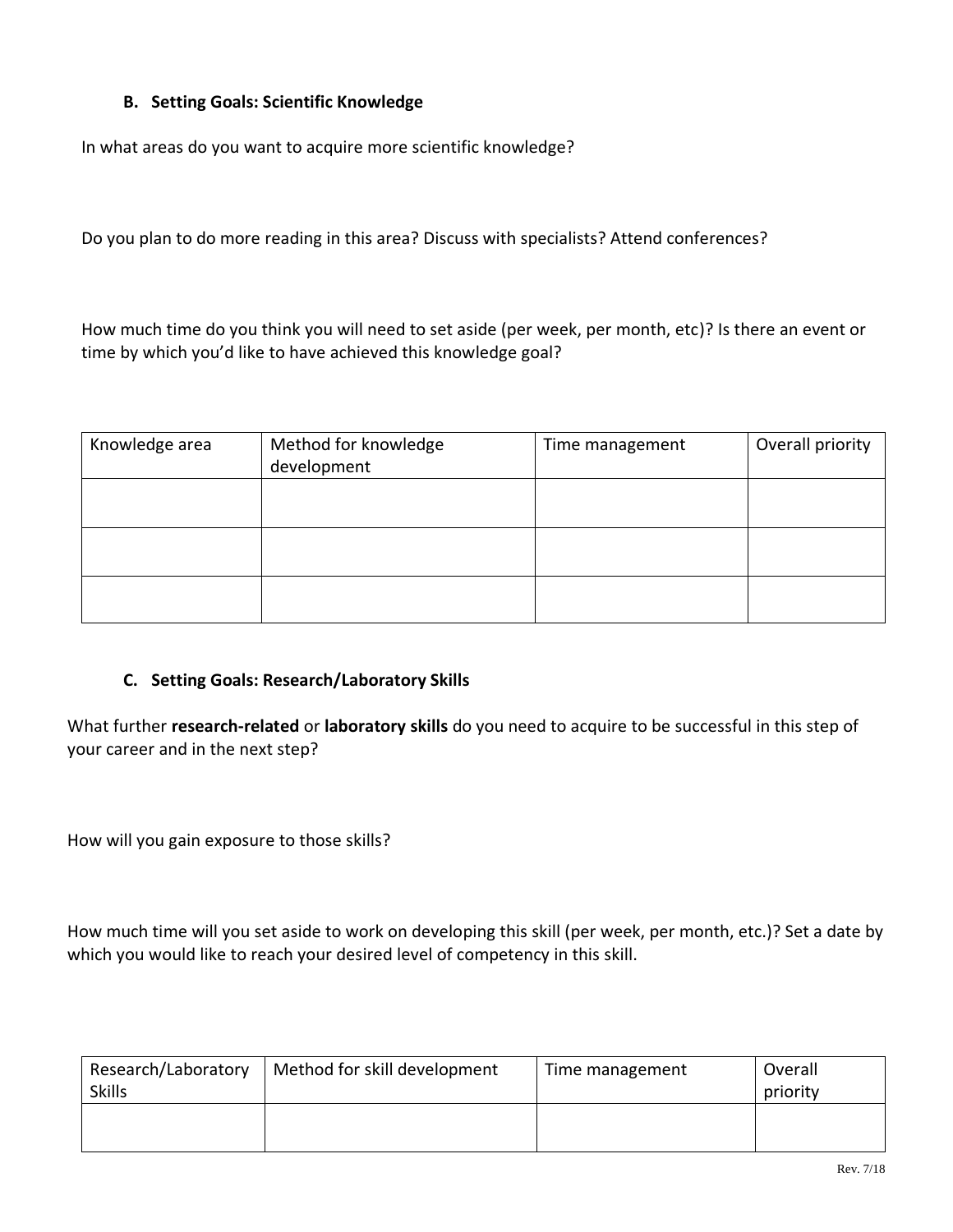### B. Setting Goals: Scientific Knowledge

In what areas do you want to acquire more scientific knowledge?

Do you plan to do more reading in this area? Discuss with specialists? Attend conferences?

How much time do you think you will need to set aside (per week, per month, etc)? Is there an event or time by which you'd like to have achieved this knowledge goal?

| Knowledge area | Method for knowledge development | Time management | Overall priority |
|---|---|---|---|
| | | | |
| | | | |
| | | | |

### C. Setting Goals: Research/Laboratory Skills

What further **research-related** or **laboratory skills** do you need to acquire to be successful in this step of your career and in the next step?

How will you gain exposure to those skills?

How much time will you set aside to work on developing this skill (per week, per month, etc.)? Set a date by which you would like to reach your desired level of competency in this skill.

| Research/Laboratory Skills | Method for skill development | Time management | Overall priority |
|---|---|---|---|
| | | | |

Rev. 7/18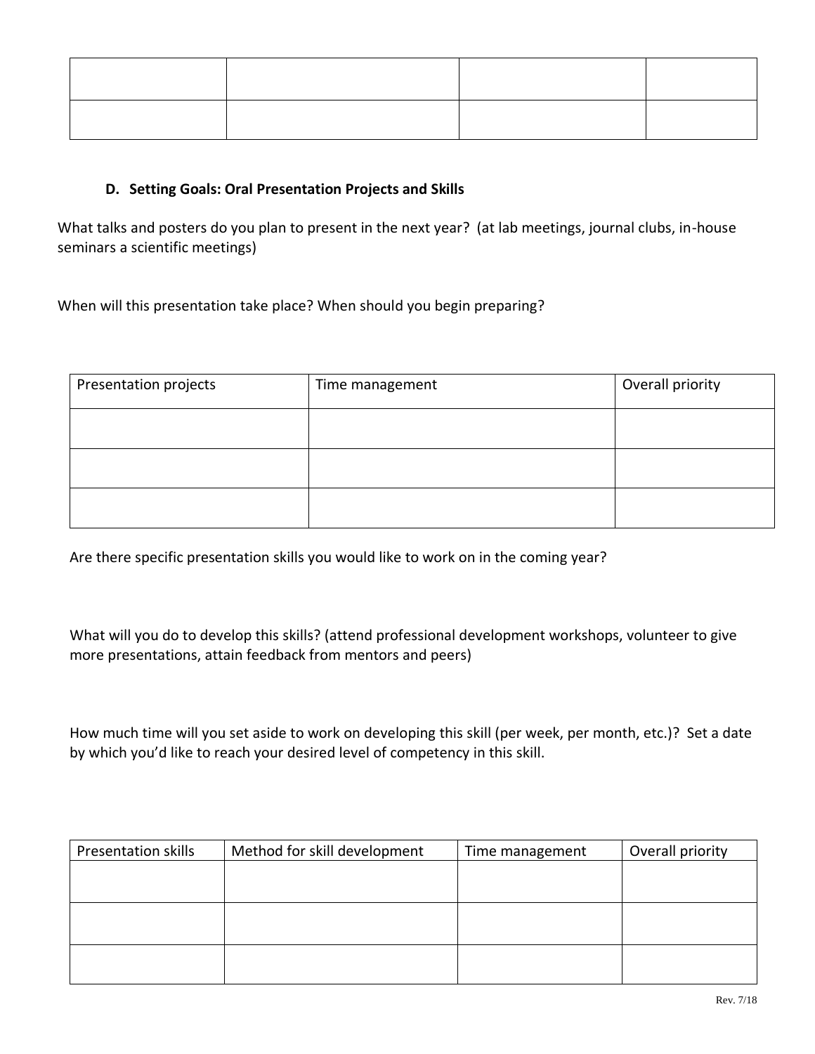| | | | |
|---|---|---|---|
| | | | |
| | | | |

### D. Setting Goals: Oral Presentation Projects and Skills

What talks and posters do you plan to present in the next year? (at lab meetings, journal clubs, in-house seminars a scientific meetings)

When will this presentation take place? When should you begin preparing?

| Presentation projects | Time management | Overall priority |
|---|---|---|
| | | |
| | | |
| | | |

Are there specific presentation skills you would like to work on in the coming year?

What will you do to develop this skills? (attend professional development workshops, volunteer to give more presentations, attain feedback from mentors and peers)

How much time will you set aside to work on developing this skill (per week, per month, etc.)? Set a date by which you'd like to reach your desired level of competency in this skill.

| Presentation skills | Method for skill development | Time management | Overall priority |
|---|---|---|---|
| | | | |
| | | | |
| | | | |

Rev. 7/18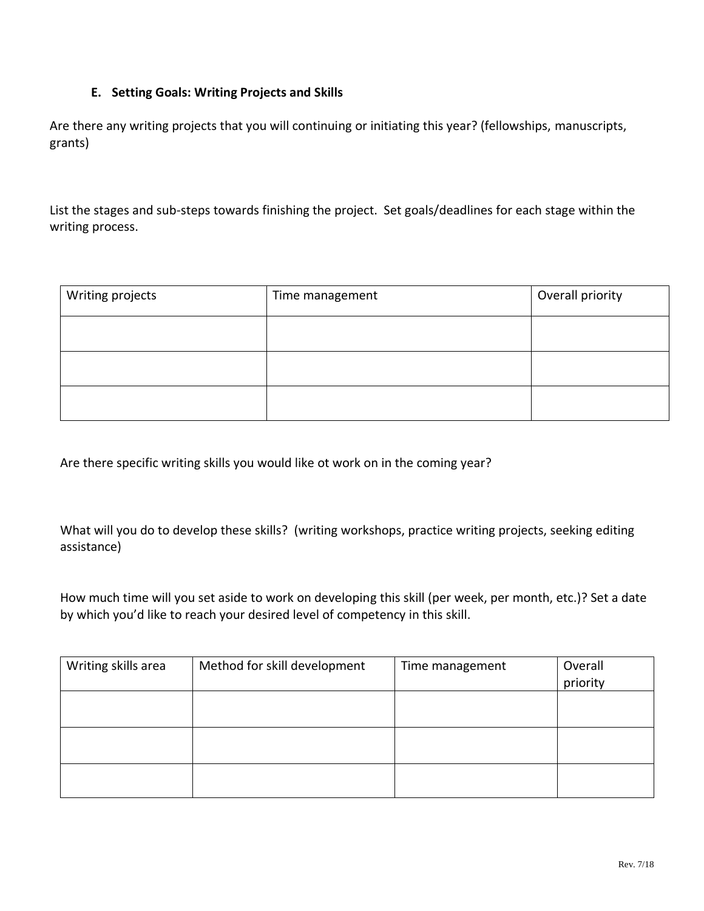### E. Setting Goals: Writing Projects and Skills

Are there any writing projects that you will continuing or initiating this year? (fellowships, manuscripts, grants)

List the stages and sub-steps towards finishing the project. Set goals/deadlines for each stage within the writing process.

| Writing projects | Time management | Overall priority |
|---|---|---|
| | | |
| | | |
| | | |

Are there specific writing skills you would like ot work on in the coming year?

What will you do to develop these skills? (writing workshops, practice writing projects, seeking editing assistance)

How much time will you set aside to work on developing this skill (per week, per month, etc.)? Set a date by which you'd like to reach your desired level of competency in this skill.

| Writing skills area | Method for skill development | Time management | Overall priority |
|---|---|---|---|
| | | | |
| | | | |
| | | | |

Rev. 7/18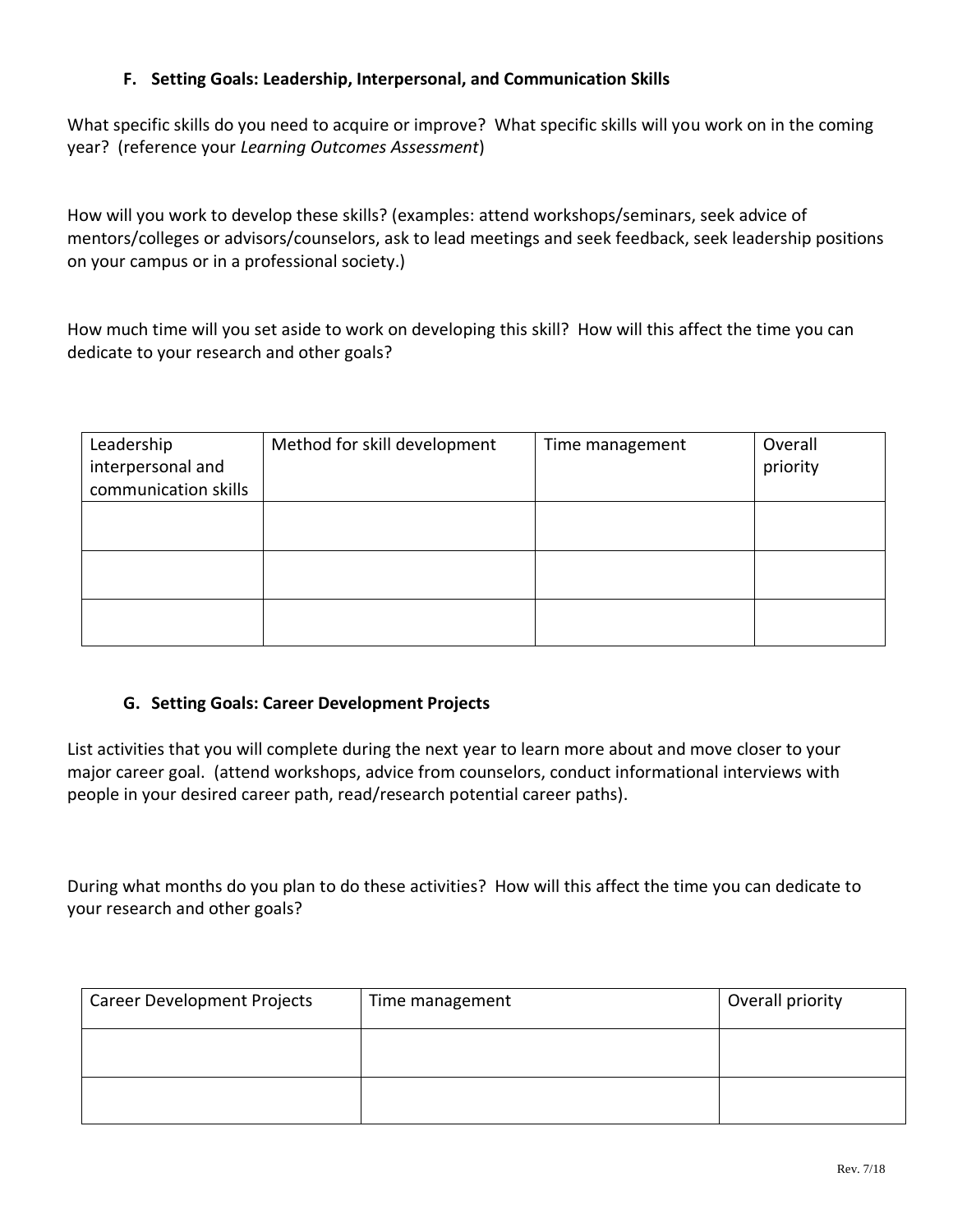### F. Setting Goals: Leadership, Interpersonal, and Communication Skills

What specific skills do you need to acquire or improve? What specific skills will you work on in the coming year? (reference your *Learning Outcomes Assessment*)

How will you work to develop these skills? (examples: attend workshops/seminars, seek advice of mentors/colleges or advisors/counselors, ask to lead meetings and seek feedback, seek leadership positions on your campus or in a professional society.)

How much time will you set aside to work on developing this skill? How will this affect the time you can dedicate to your research and other goals?

| Leadership interpersonal and communication skills | Method for skill development | Time management | Overall priority |
|---|---|---|---|
| | | | |
| | | | |
| | | | |

### G. Setting Goals: Career Development Projects

List activities that you will complete during the next year to learn more about and move closer to your major career goal. (attend workshops, advice from counselors, conduct informational interviews with people in your desired career path, read/research potential career paths).

During what months do you plan to do these activities? How will this affect the time you can dedicate to your research and other goals?

| Career Development Projects | Time management | Overall priority |
|---|---|---|
| | | |
| | | |

Rev. 7/18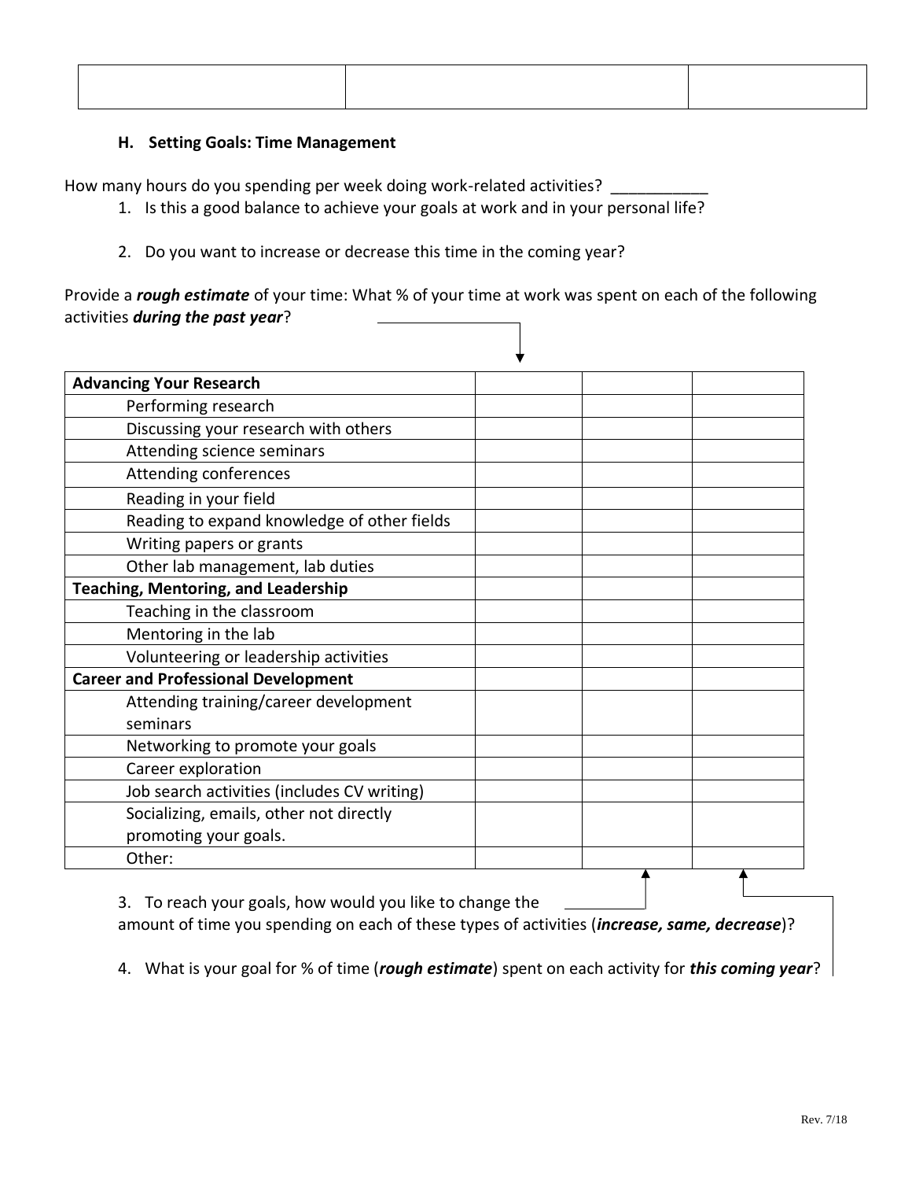| | | |
|---|---|---|
| | | |

### H. Setting Goals: Time Management

How many hours do you spending per week doing work-related activities? ___________

1. Is this a good balance to achieve your goals at work and in your personal life?

2. Do you want to increase or decrease this time in the coming year?

Provide a ***rough estimate*** of your time: What % of your time at work was spent on each of the following activities ***during the past year***?

| **Advancing Your Research** | | | |
|---|---|---|---|
| Performing research | | | |
| Discussing your research with others | | | |
| Attending science seminars | | | |
| Attending conferences | | | |
| Reading in your field | | | |
| Reading to expand knowledge of other fields | | | |
| Writing papers or grants | | | |
| Other lab management, lab duties | | | |
| **Teaching, Mentoring, and Leadership** | | | |
| Teaching in the classroom | | | |
| Mentoring in the lab | | | |
| Volunteering or leadership activities | | | |
| **Career and Professional Development** | | | |
| Attending training/career development seminars | | | |
| Networking to promote your goals | | | |
| Career exploration | | | |
| Job search activities (includes CV writing) | | | |
| Socializing, emails, other not directly promoting your goals. | | | |
| Other: | | | |

3. To reach your goals, how would you like to change the amount of time you spending on each of these types of activities (***increase, same, decrease***)?

4. What is your goal for % of time (***rough estimate***) spent on each activity for ***this coming year***?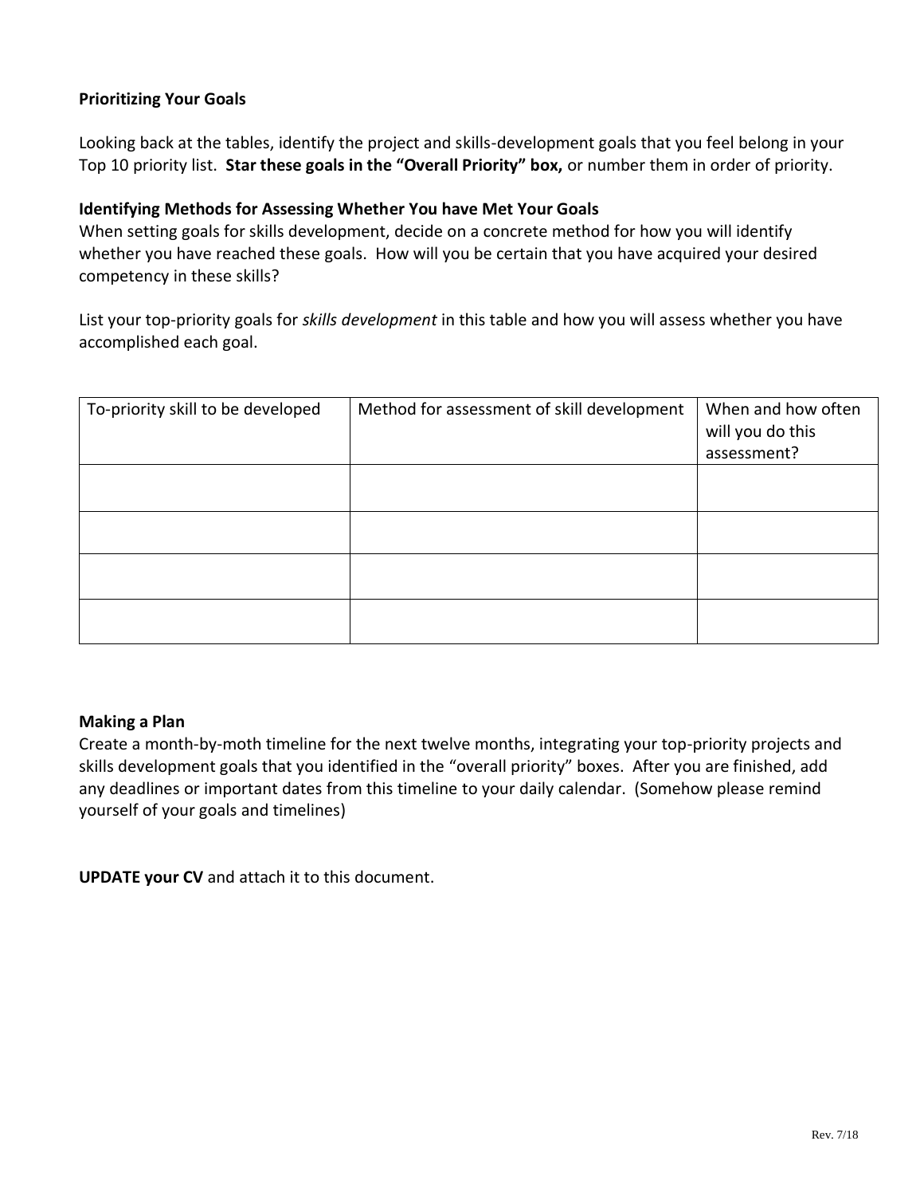**Prioritizing Your Goals**

Looking back at the tables, identify the project and skills-development goals that you feel belong in your Top 10 priority list. **Star these goals in the "Overall Priority" box,** or number them in order of priority.

**Identifying Methods for Assessing Whether You have Met Your Goals**

When setting goals for skills development, decide on a concrete method for how you will identify whether you have reached these goals. How will you be certain that you have acquired your desired competency in these skills?

List your top-priority goals for *skills development* in this table and how you will assess whether you have accomplished each goal.

| To-priority skill to be developed | Method for assessment of skill development | When and how often will you do this assessment? |
|---|---|---|
| | | |
| | | |
| | | |
| | | |

**Making a Plan**

Create a month-by-moth timeline for the next twelve months, integrating your top-priority projects and skills development goals that you identified in the "overall priority" boxes. After you are finished, add any deadlines or important dates from this timeline to your daily calendar. (Somehow please remind yourself of your goals and timelines)

**UPDATE your CV** and attach it to this document.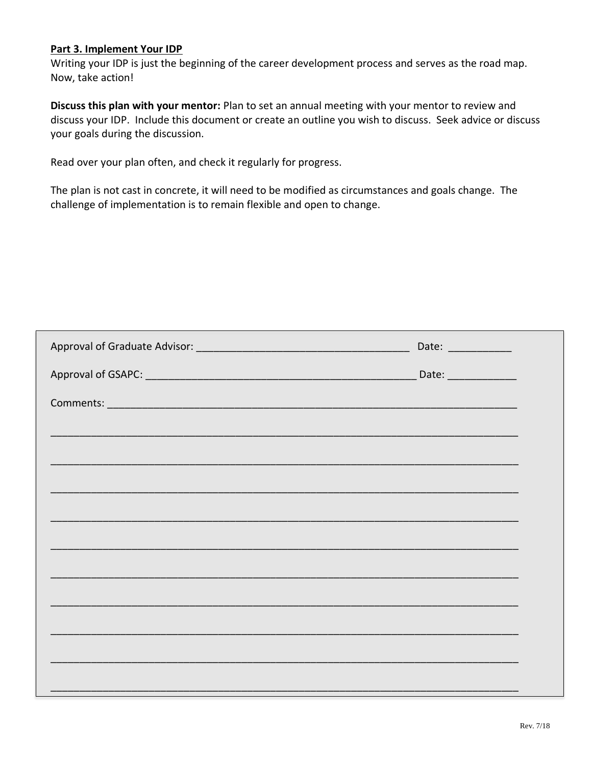**Part 3. Implement Your IDP**

Writing your IDP is just the beginning of the career development process and serves as the road map. Now, take action!

**Discuss this plan with your mentor:** Plan to set an annual meeting with your mentor to review and discuss your IDP. Include this document or create an outline you wish to discuss. Seek advice or discuss your goals during the discussion.

Read over your plan often, and check it regularly for progress.

The plan is not cast in concrete, it will need to be modified as circumstances and goals change. The challenge of implementation is to remain flexible and open to change.

Approval of Graduate Advisor: ____________________________________ Date: __________

Approval of GSAPC: _______________________________________________ Date: ___________

Comments: ______________________________________________________________________

_______________________________________________________________________________

_______________________________________________________________________________

_______________________________________________________________________________

_______________________________________________________________________________

_______________________________________________________________________________

_______________________________________________________________________________

_______________________________________________________________________________

_______________________________________________________________________________

_______________________________________________________________________________

_______________________________________________________________________________

Rev. 7/18